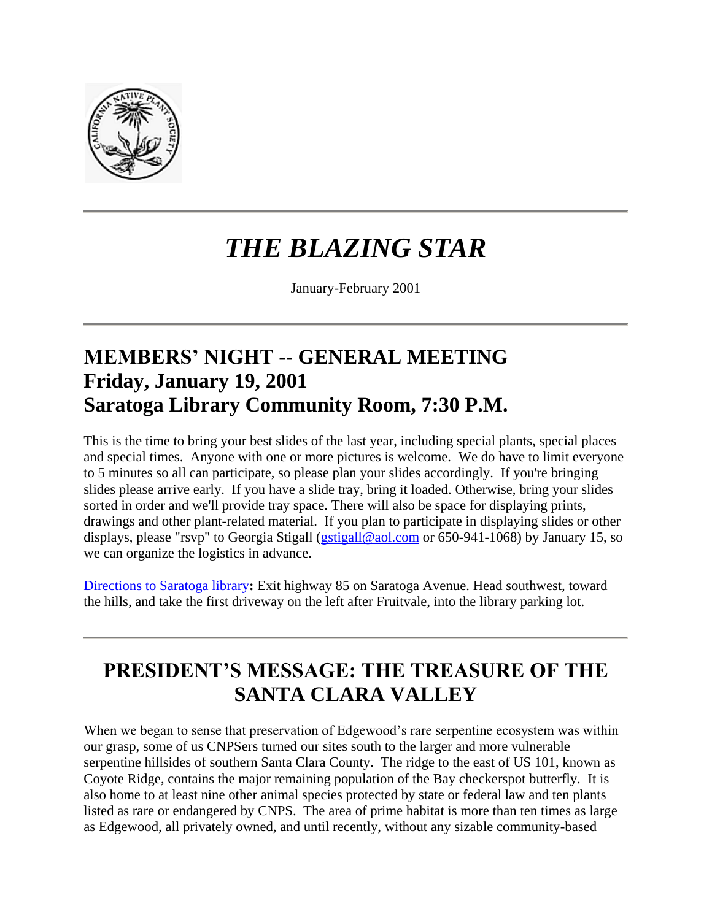# *THE BLAZING STAR*

January-February 2001

---

## MEMBERS' NIGHT -- GENERAL MEETING
## Friday, January 19, 2001
## Saratoga Library Community Room, 7:30 P.M.

This is the time to bring your best slides of the last year, including special plants, special places and special times. Anyone with one or more pictures is welcome. We do have to limit everyone to 5 minutes so all can participate, so please plan your slides accordingly. If you're bringing slides please arrive early. If you have a slide tray, bring it loaded. Otherwise, bring your slides sorted in order and we'll provide tray space. There will also be space for displaying prints, drawings and other plant-related material. If you plan to participate in displaying slides or other displays, please "rsvp" to Georgia Stigall (gstigall@aol.com or 650-941-1068) by January 15, so we can organize the logistics in advance.

Directions to Saratoga library**:** Exit highway 85 on Saratoga Avenue. Head southwest, toward the hills, and take the first driveway on the left after Fruitvale, into the library parking lot.

---

## PRESIDENT'S MESSAGE: THE TREASURE OF THE SANTA CLARA VALLEY

When we began to sense that preservation of Edgewood's rare serpentine ecosystem was within our grasp, some of us CNPSers turned our sites south to the larger and more vulnerable serpentine hillsides of southern Santa Clara County. The ridge to the east of US 101, known as Coyote Ridge, contains the major remaining population of the Bay checkerspot butterfly. It is also home to at least nine other animal species protected by state or federal law and ten plants listed as rare or endangered by CNPS. The area of prime habitat is more than ten times as large as Edgewood, all privately owned, and until recently, without any sizable community-based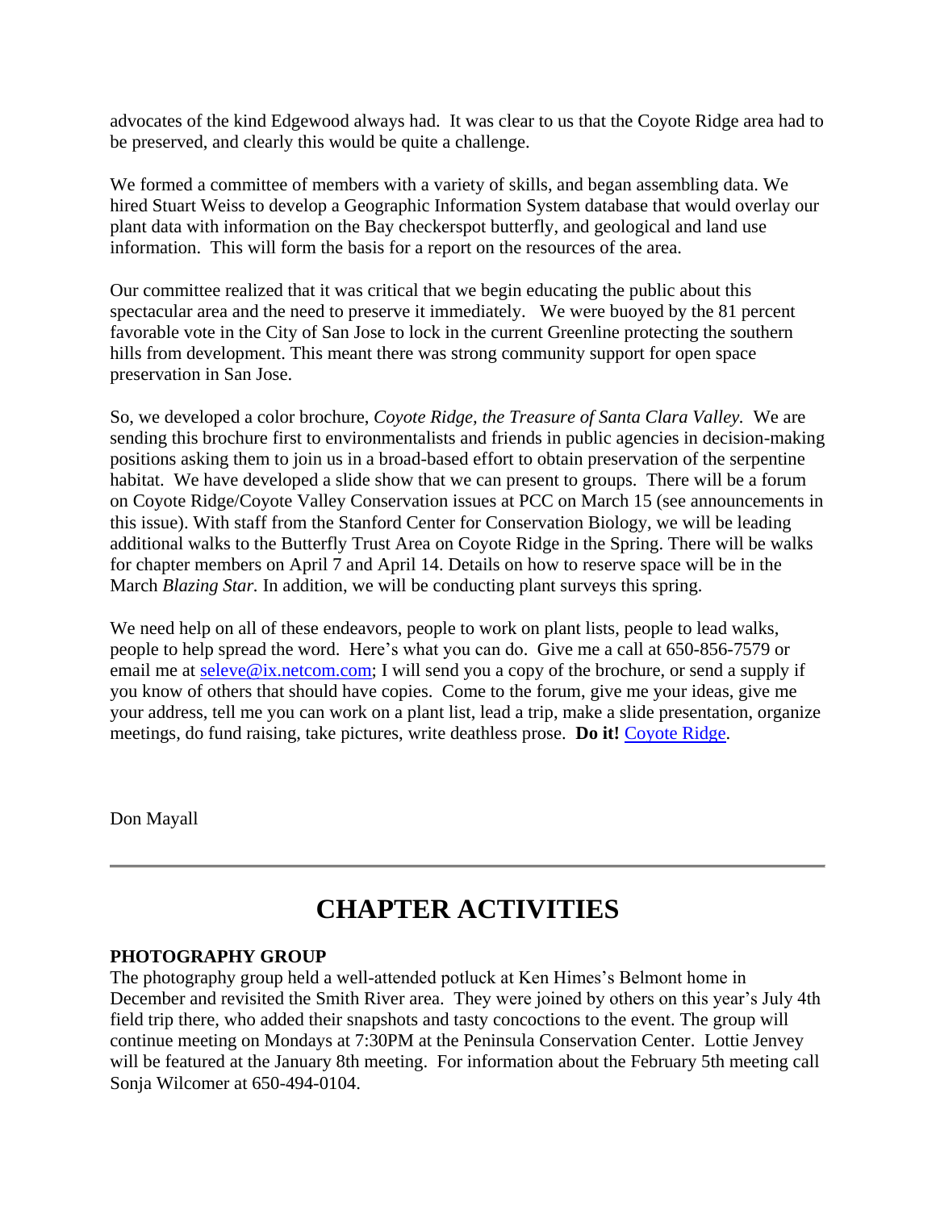advocates of the kind Edgewood always had. It was clear to us that the Coyote Ridge area had to be preserved, and clearly this would be quite a challenge.

We formed a committee of members with a variety of skills, and began assembling data. We hired Stuart Weiss to develop a Geographic Information System database that would overlay our plant data with information on the Bay checkerspot butterfly, and geological and land use information. This will form the basis for a report on the resources of the area.

Our committee realized that it was critical that we begin educating the public about this spectacular area and the need to preserve it immediately. We were buoyed by the 81 percent favorable vote in the City of San Jose to lock in the current Greenline protecting the southern hills from development. This meant there was strong community support for open space preservation in San Jose.

So, we developed a color brochure, *Coyote Ridge, the Treasure of Santa Clara Valley.* We are sending this brochure first to environmentalists and friends in public agencies in decision-making positions asking them to join us in a broad-based effort to obtain preservation of the serpentine habitat. We have developed a slide show that we can present to groups. There will be a forum on Coyote Ridge/Coyote Valley Conservation issues at PCC on March 15 (see announcements in this issue). With staff from the Stanford Center for Conservation Biology, we will be leading additional walks to the Butterfly Trust Area on Coyote Ridge in the Spring. There will be walks for chapter members on April 7 and April 14. Details on how to reserve space will be in the March *Blazing Star.* In addition, we will be conducting plant surveys this spring.

We need help on all of these endeavors, people to work on plant lists, people to lead walks, people to help spread the word. Here's what you can do. Give me a call at 650-856-7579 or email me at seleve@ix.netcom.com; I will send you a copy of the brochure, or send a supply if you know of others that should have copies. Come to the forum, give me your ideas, give me your address, tell me you can work on a plant list, lead a trip, make a slide presentation, organize meetings, do fund raising, take pictures, write deathless prose. **Do it!** Coyote Ridge.

Don Mayall

---

# CHAPTER ACTIVITIES

**PHOTOGRAPHY GROUP**

The photography group held a well-attended potluck at Ken Himes's Belmont home in December and revisited the Smith River area. They were joined by others on this year's July 4th field trip there, who added their snapshots and tasty concoctions to the event. The group will continue meeting on Mondays at 7:30PM at the Peninsula Conservation Center. Lottie Jenvey will be featured at the January 8th meeting. For information about the February 5th meeting call Sonja Wilcomer at 650-494-0104.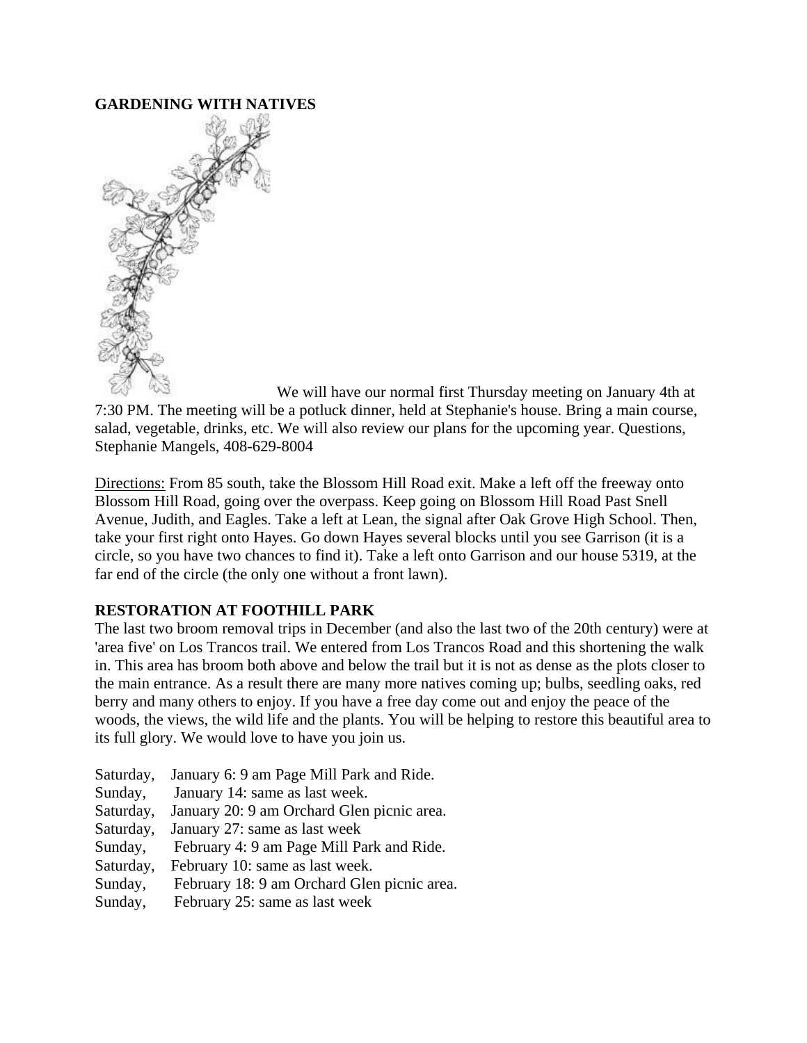**GARDENING WITH NATIVES**

We will have our normal first Thursday meeting on January 4th at 7:30 PM. The meeting will be a potluck dinner, held at Stephanie's house. Bring a main course, salad, vegetable, drinks, etc. We will also review our plans for the upcoming year. Questions, Stephanie Mangels, 408-629-8004

Directions: From 85 south, take the Blossom Hill Road exit. Make a left off the freeway onto Blossom Hill Road, going over the overpass. Keep going on Blossom Hill Road Past Snell Avenue, Judith, and Eagles. Take a left at Lean, the signal after Oak Grove High School. Then, take your first right onto Hayes. Go down Hayes several blocks until you see Garrison (it is a circle, so you have two chances to find it). Take a left onto Garrison and our house 5319, at the far end of the circle (the only one without a front lawn).

**RESTORATION AT FOOTHILL PARK**

The last two broom removal trips in December (and also the last two of the 20th century) were at 'area five' on Los Trancos trail. We entered from Los Trancos Road and this shortening the walk in. This area has broom both above and below the trail but it is not as dense as the plots closer to the main entrance. As a result there are many more natives coming up; bulbs, seedling oaks, red berry and many others to enjoy. If you have a free day come out and enjoy the peace of the woods, the views, the wild life and the plants. You will be helping to restore this beautiful area to its full glory. We would love to have you join us.

Saturday, January 6: 9 am Page Mill Park and Ride.
Sunday, January 14: same as last week.
Saturday, January 20: 9 am Orchard Glen picnic area.
Saturday, January 27: same as last week
Sunday, February 4: 9 am Page Mill Park and Ride.
Saturday, February 10: same as last week.
Sunday, February 18: 9 am Orchard Glen picnic area.
Sunday, February 25: same as last week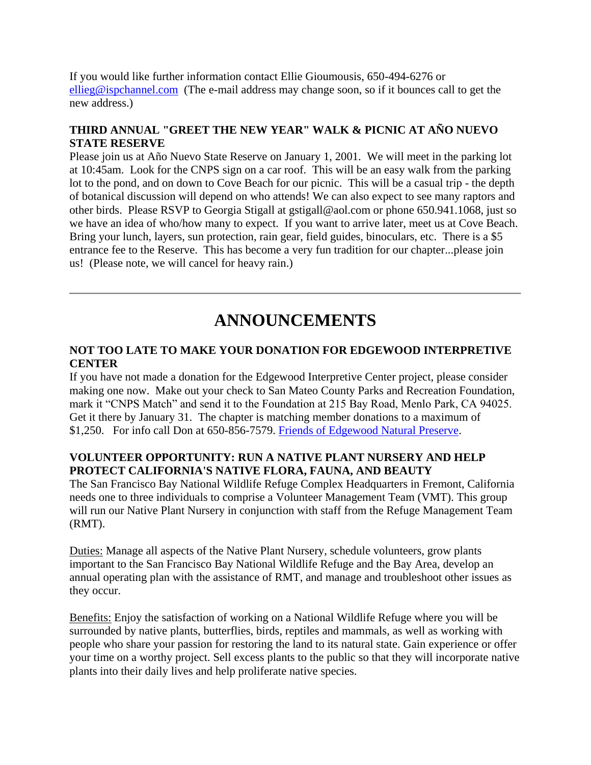If you would like further information contact Ellie Gioumousis, 650-494-6276 or ellieg@ispchannel.com (The e-mail address may change soon, so if it bounces call to get the new address.)

**THIRD ANNUAL "GREET THE NEW YEAR" WALK & PICNIC AT AÑO NUEVO STATE RESERVE**

Please join us at Año Nuevo State Reserve on January 1, 2001. We will meet in the parking lot at 10:45am. Look for the CNPS sign on a car roof. This will be an easy walk from the parking lot to the pond, and on down to Cove Beach for our picnic. This will be a casual trip - the depth of botanical discussion will depend on who attends! We can also expect to see many raptors and other birds. Please RSVP to Georgia Stigall at gstigall@aol.com or phone 650.941.1068, just so we have an idea of who/how many to expect. If you want to arrive later, meet us at Cove Beach. Bring your lunch, layers, sun protection, rain gear, field guides, binoculars, etc. There is a $5 entrance fee to the Reserve. This has become a very fun tradition for our chapter...please join us! (Please note, we will cancel for heavy rain.)

---

# ANNOUNCEMENTS

**NOT TOO LATE TO MAKE YOUR DONATION FOR EDGEWOOD INTERPRETIVE CENTER**

If you have not made a donation for the Edgewood Interpretive Center project, please consider making one now. Make out your check to San Mateo County Parks and Recreation Foundation, mark it "CNPS Match" and send it to the Foundation at 215 Bay Road, Menlo Park, CA 94025. Get it there by January 31. The chapter is matching member donations to a maximum of $1,250. For info call Don at 650-856-7579. Friends of Edgewood Natural Preserve.

**VOLUNTEER OPPORTUNITY: RUN A NATIVE PLANT NURSERY AND HELP PROTECT CALIFORNIA'S NATIVE FLORA, FAUNA, AND BEAUTY**

The San Francisco Bay National Wildlife Refuge Complex Headquarters in Fremont, California needs one to three individuals to comprise a Volunteer Management Team (VMT). This group will run our Native Plant Nursery in conjunction with staff from the Refuge Management Team (RMT).

Duties: Manage all aspects of the Native Plant Nursery, schedule volunteers, grow plants important to the San Francisco Bay National Wildlife Refuge and the Bay Area, develop an annual operating plan with the assistance of RMT, and manage and troubleshoot other issues as they occur.

Benefits: Enjoy the satisfaction of working on a National Wildlife Refuge where you will be surrounded by native plants, butterflies, birds, reptiles and mammals, as well as working with people who share your passion for restoring the land to its natural state. Gain experience or offer your time on a worthy project. Sell excess plants to the public so that they will incorporate native plants into their daily lives and help proliferate native species.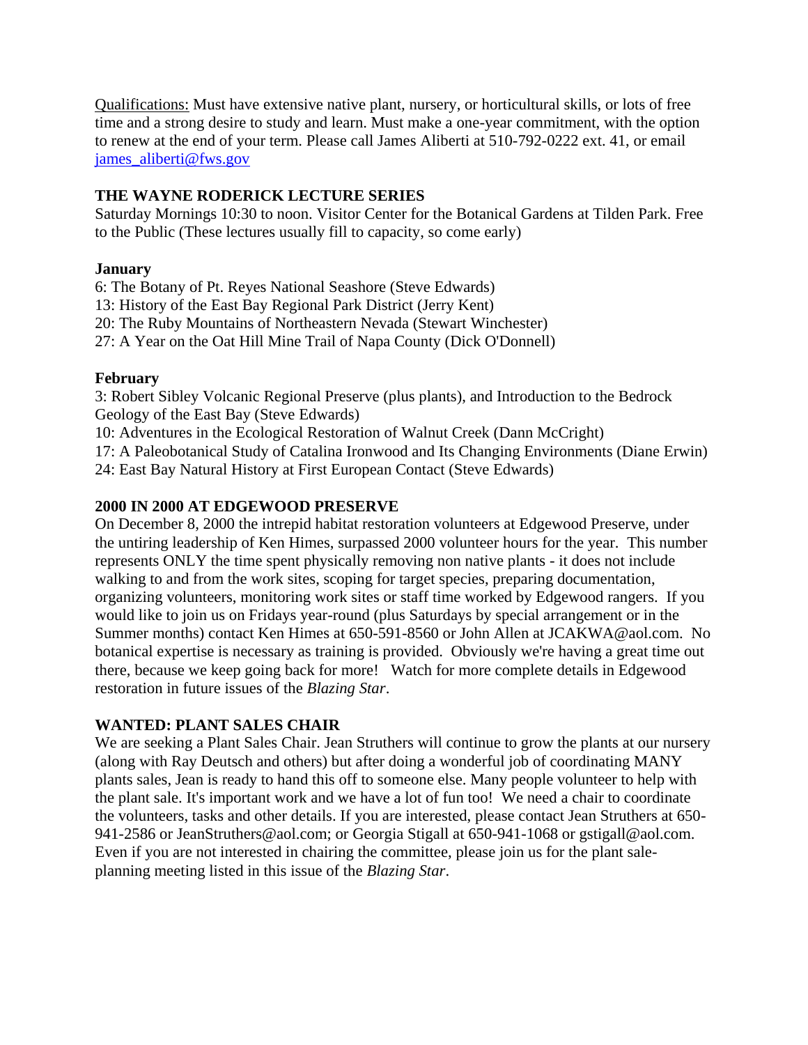Qualifications: Must have extensive native plant, nursery, or horticultural skills, or lots of free time and a strong desire to study and learn. Must make a one-year commitment, with the option to renew at the end of your term. Please call James Aliberti at 510-792-0222 ext. 41, or email james_aliberti@fws.gov

**THE WAYNE RODERICK LECTURE SERIES**

Saturday Mornings 10:30 to noon. Visitor Center for the Botanical Gardens at Tilden Park. Free to the Public (These lectures usually fill to capacity, so come early)

**January**

6: The Botany of Pt. Reyes National Seashore (Steve Edwards)
13: History of the East Bay Regional Park District (Jerry Kent)
20: The Ruby Mountains of Northeastern Nevada (Stewart Winchester)
27: A Year on the Oat Hill Mine Trail of Napa County (Dick O'Donnell)

**February**

3: Robert Sibley Volcanic Regional Preserve (plus plants), and Introduction to the Bedrock Geology of the East Bay (Steve Edwards)
10: Adventures in the Ecological Restoration of Walnut Creek (Dann McCright)
17: A Paleobotanical Study of Catalina Ironwood and Its Changing Environments (Diane Erwin)
24: East Bay Natural History at First European Contact (Steve Edwards)

**2000 IN 2000 AT EDGEWOOD PRESERVE**

On December 8, 2000 the intrepid habitat restoration volunteers at Edgewood Preserve, under the untiring leadership of Ken Himes, surpassed 2000 volunteer hours for the year. This number represents ONLY the time spent physically removing non native plants - it does not include walking to and from the work sites, scoping for target species, preparing documentation, organizing volunteers, monitoring work sites or staff time worked by Edgewood rangers. If you would like to join us on Fridays year-round (plus Saturdays by special arrangement or in the Summer months) contact Ken Himes at 650-591-8560 or John Allen at JCAKWA@aol.com. No botanical expertise is necessary as training is provided. Obviously we're having a great time out there, because we keep going back for more! Watch for more complete details in Edgewood restoration in future issues of the *Blazing Star*.

**WANTED: PLANT SALES CHAIR**

We are seeking a Plant Sales Chair. Jean Struthers will continue to grow the plants at our nursery (along with Ray Deutsch and others) but after doing a wonderful job of coordinating MANY plants sales, Jean is ready to hand this off to someone else. Many people volunteer to help with the plant sale. It's important work and we have a lot of fun too! We need a chair to coordinate the volunteers, tasks and other details. If you are interested, please contact Jean Struthers at 650-941-2586 or JeanStruthers@aol.com; or Georgia Stigall at 650-941-1068 or gstigall@aol.com. Even if you are not interested in chairing the committee, please join us for the plant sale-planning meeting listed in this issue of the *Blazing Star*.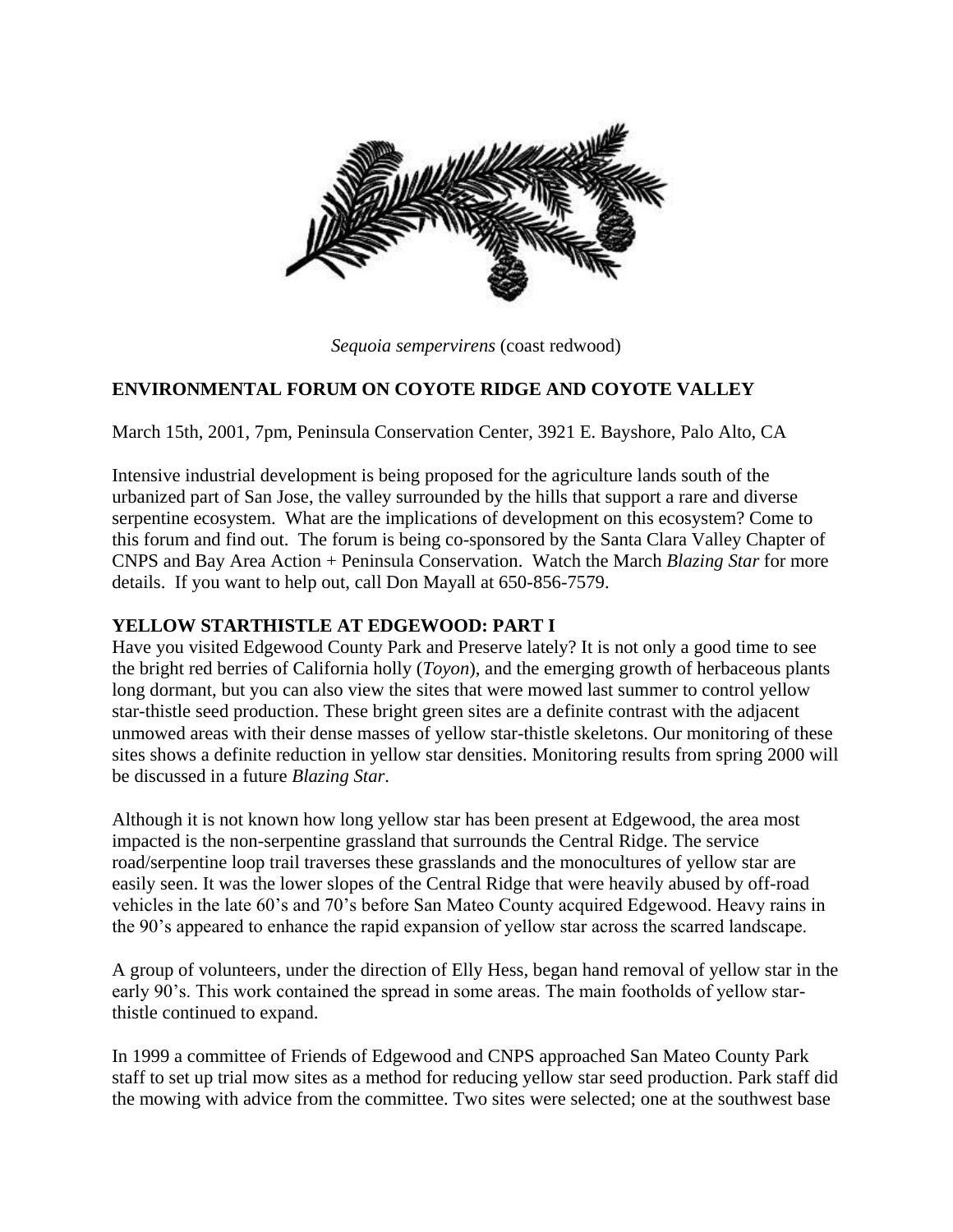*Sequoia sempervirens* (coast redwood)

**ENVIRONMENTAL FORUM ON COYOTE RIDGE AND COYOTE VALLEY**

March 15th, 2001, 7pm, Peninsula Conservation Center, 3921 E. Bayshore, Palo Alto, CA

Intensive industrial development is being proposed for the agriculture lands south of the urbanized part of San Jose, the valley surrounded by the hills that support a rare and diverse serpentine ecosystem. What are the implications of development on this ecosystem? Come to this forum and find out. The forum is being co-sponsored by the Santa Clara Valley Chapter of CNPS and Bay Area Action + Peninsula Conservation. Watch the March *Blazing Star* for more details. If you want to help out, call Don Mayall at 650-856-7579.

**YELLOW STARTHISTLE AT EDGEWOOD: PART I**

Have you visited Edgewood County Park and Preserve lately? It is not only a good time to see the bright red berries of California holly (*Toyon*), and the emerging growth of herbaceous plants long dormant, but you can also view the sites that were mowed last summer to control yellow star-thistle seed production. These bright green sites are a definite contrast with the adjacent unmowed areas with their dense masses of yellow star-thistle skeletons. Our monitoring of these sites shows a definite reduction in yellow star densities. Monitoring results from spring 2000 will be discussed in a future *Blazing Star*.

Although it is not known how long yellow star has been present at Edgewood, the area most impacted is the non-serpentine grassland that surrounds the Central Ridge. The service road/serpentine loop trail traverses these grasslands and the monocultures of yellow star are easily seen. It was the lower slopes of the Central Ridge that were heavily abused by off-road vehicles in the late 60's and 70's before San Mateo County acquired Edgewood. Heavy rains in the 90's appeared to enhance the rapid expansion of yellow star across the scarred landscape.

A group of volunteers, under the direction of Elly Hess, began hand removal of yellow star in the early 90's. This work contained the spread in some areas. The main footholds of yellow star-thistle continued to expand.

In 1999 a committee of Friends of Edgewood and CNPS approached San Mateo County Park staff to set up trial mow sites as a method for reducing yellow star seed production. Park staff did the mowing with advice from the committee. Two sites were selected; one at the southwest base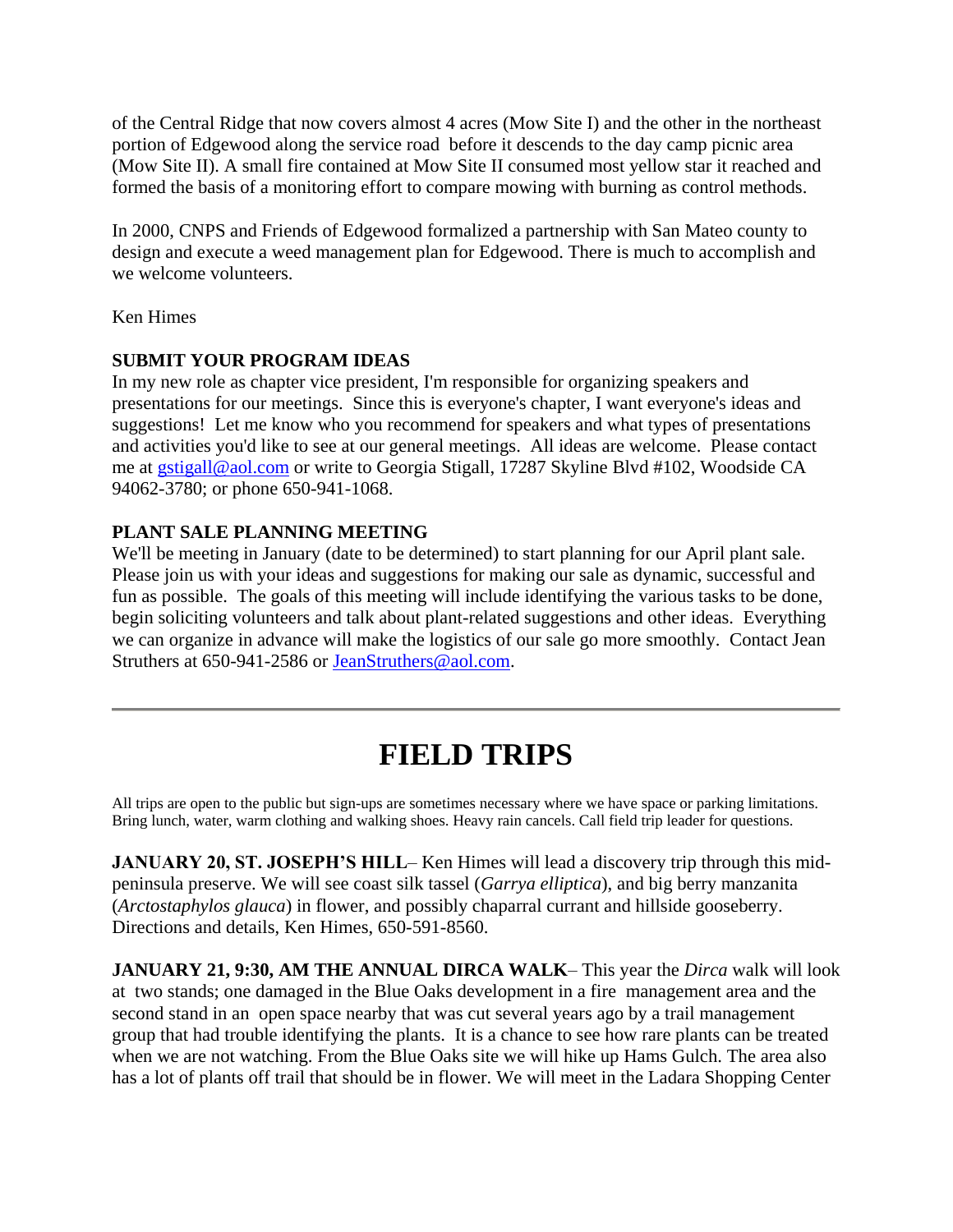of the Central Ridge that now covers almost 4 acres (Mow Site I) and the other in the northeast portion of Edgewood along the service road before it descends to the day camp picnic area (Mow Site II). A small fire contained at Mow Site II consumed most yellow star it reached and formed the basis of a monitoring effort to compare mowing with burning as control methods.

In 2000, CNPS and Friends of Edgewood formalized a partnership with San Mateo county to design and execute a weed management plan for Edgewood. There is much to accomplish and we welcome volunteers.

Ken Himes

**SUBMIT YOUR PROGRAM IDEAS**

In my new role as chapter vice president, I'm responsible for organizing speakers and presentations for our meetings. Since this is everyone's chapter, I want everyone's ideas and suggestions! Let me know who you recommend for speakers and what types of presentations and activities you'd like to see at our general meetings. All ideas are welcome. Please contact me at gstigall@aol.com or write to Georgia Stigall, 17287 Skyline Blvd #102, Woodside CA 94062-3780; or phone 650-941-1068.

**PLANT SALE PLANNING MEETING**

We'll be meeting in January (date to be determined) to start planning for our April plant sale. Please join us with your ideas and suggestions for making our sale as dynamic, successful and fun as possible. The goals of this meeting will include identifying the various tasks to be done, begin soliciting volunteers and talk about plant-related suggestions and other ideas. Everything we can organize in advance will make the logistics of our sale go more smoothly. Contact Jean Struthers at 650-941-2586 or JeanStruthers@aol.com.

---

# FIELD TRIPS

All trips are open to the public but sign-ups are sometimes necessary where we have space or parking limitations. Bring lunch, water, warm clothing and walking shoes. Heavy rain cancels. Call field trip leader for questions.

**JANUARY 20, ST. JOSEPH'S HILL**– Ken Himes will lead a discovery trip through this mid-peninsula preserve. We will see coast silk tassel (*Garrya elliptica*), and big berry manzanita (*Arctostaphylos glauca*) in flower, and possibly chaparral currant and hillside gooseberry. Directions and details, Ken Himes, 650-591-8560.

**JANUARY 21, 9:30, AM THE ANNUAL DIRCA WALK**– This year the *Dirca* walk will look at two stands; one damaged in the Blue Oaks development in a fire management area and the second stand in an open space nearby that was cut several years ago by a trail management group that had trouble identifying the plants. It is a chance to see how rare plants can be treated when we are not watching. From the Blue Oaks site we will hike up Hams Gulch. The area also has a lot of plants off trail that should be in flower. We will meet in the Ladara Shopping Center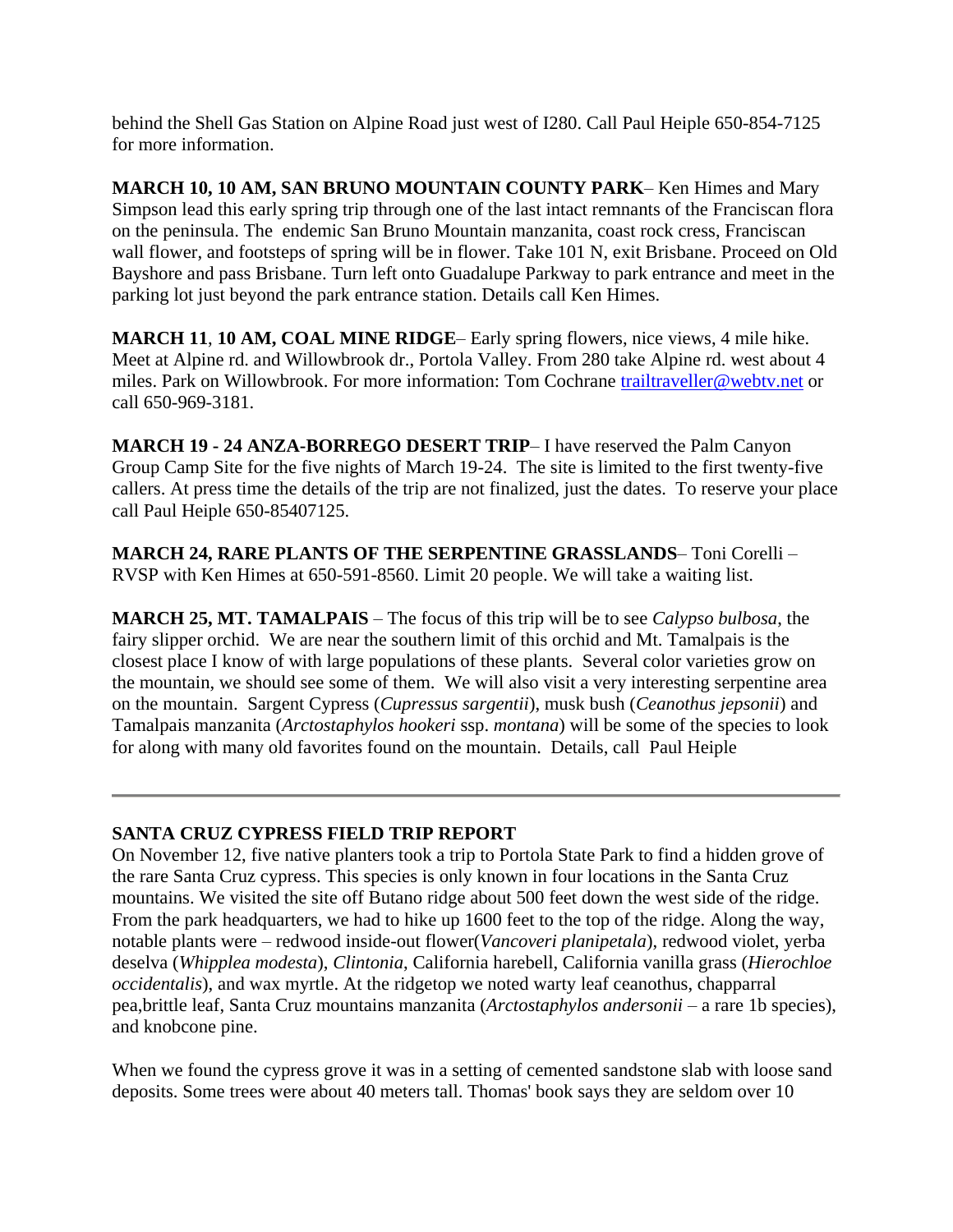behind the Shell Gas Station on Alpine Road just west of I280. Call Paul Heiple 650-854-7125 for more information.

**MARCH 10, 10 AM, SAN BRUNO MOUNTAIN COUNTY PARK**– Ken Himes and Mary Simpson lead this early spring trip through one of the last intact remnants of the Franciscan flora on the peninsula. The endemic San Bruno Mountain manzanita, coast rock cress, Franciscan wall flower, and footsteps of spring will be in flower. Take 101 N, exit Brisbane. Proceed on Old Bayshore and pass Brisbane. Turn left onto Guadalupe Parkway to park entrance and meet in the parking lot just beyond the park entrance station. Details call Ken Himes.

**MARCH 11**, **10 AM, COAL MINE RIDGE**– Early spring flowers, nice views, 4 mile hike. Meet at Alpine rd. and Willowbrook dr., Portola Valley. From 280 take Alpine rd. west about 4 miles. Park on Willowbrook. For more information: Tom Cochrane trailtraveller@webtv.net or call 650-969-3181.

**MARCH 19 - 24 ANZA-BORREGO DESERT TRIP**– I have reserved the Palm Canyon Group Camp Site for the five nights of March 19-24. The site is limited to the first twenty-five callers. At press time the details of the trip are not finalized, just the dates. To reserve your place call Paul Heiple 650-85407125.

**MARCH 24, RARE PLANTS OF THE SERPENTINE GRASSLANDS**– Toni Corelli – RVSP with Ken Himes at 650-591-8560. Limit 20 people. We will take a waiting list.

**MARCH 25, MT. TAMALPAIS** – The focus of this trip will be to see *Calypso bulbosa*, the fairy slipper orchid. We are near the southern limit of this orchid and Mt. Tamalpais is the closest place I know of with large populations of these plants. Several color varieties grow on the mountain, we should see some of them. We will also visit a very interesting serpentine area on the mountain. Sargent Cypress (*Cupressus sargentii*), musk bush (*Ceanothus jepsonii*) and Tamalpais manzanita (*Arctostaphylos hookeri* ssp. *montana*) will be some of the species to look for along with many old favorites found on the mountain. Details, call Paul Heiple

---

**SANTA CRUZ CYPRESS FIELD TRIP REPORT**

On November 12, five native planters took a trip to Portola State Park to find a hidden grove of the rare Santa Cruz cypress. This species is only known in four locations in the Santa Cruz mountains. We visited the site off Butano ridge about 500 feet down the west side of the ridge. From the park headquarters, we had to hike up 1600 feet to the top of the ridge. Along the way, notable plants were – redwood inside-out flower(*Vancoveri planipetala*), redwood violet, yerba deselva (*Whipplea modesta*), *Clintonia*, California harebell, California vanilla grass (*Hierochloe occidentalis*), and wax myrtle. At the ridgetop we noted warty leaf ceanothus, chapparral pea,brittle leaf, Santa Cruz mountains manzanita (*Arctostaphylos andersonii* – a rare 1b species), and knobcone pine.

When we found the cypress grove it was in a setting of cemented sandstone slab with loose sand deposits. Some trees were about 40 meters tall. Thomas' book says they are seldom over 10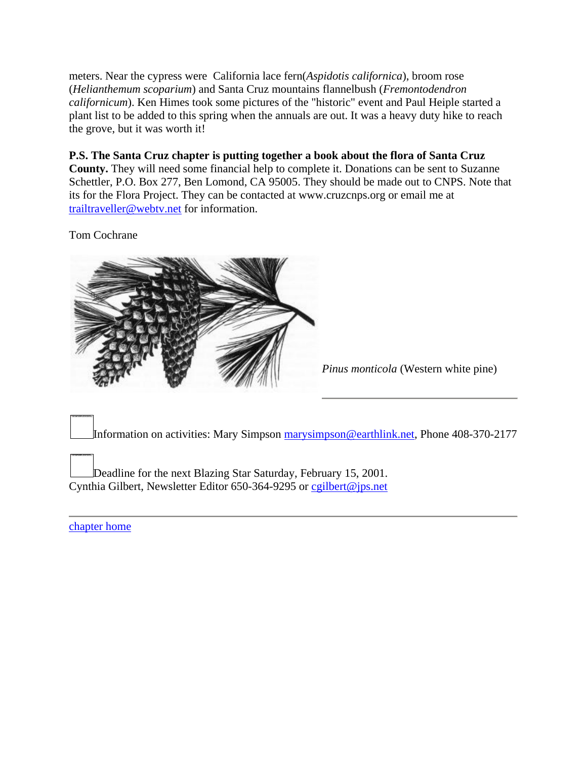meters. Near the cypress were California lace fern(*Aspidotis californica*), broom rose (*Helianthemum scoparium*) and Santa Cruz mountains flannelbush (*Fremontodendron californicum*). Ken Himes took some pictures of the "historic" event and Paul Heiple started a plant list to be added to this spring when the annuals are out. It was a heavy duty hike to reach the grove, but it was worth it!

**P.S. The Santa Cruz chapter is putting together a book about the flora of Santa Cruz County.** They will need some financial help to complete it. Donations can be sent to Suzanne Schettler, P.O. Box 277, Ben Lomond, CA 95005. They should be made out to CNPS. Note that its for the Flora Project. They can be contacted at www.cruzcnps.org or email me at traltraveller@webtv.net for information.

Tom Cochrane

*Pinus monticola* (Western white pine)

---

Information on activities: Mary Simpson marysimpson@earthlink.net, Phone 408-370-2177

Deadline for the next Blazing Star Saturday, February 15, 2001.
Cynthia Gilbert, Newsletter Editor 650-364-9295 or cgilbert@jps.net

---

chapter home